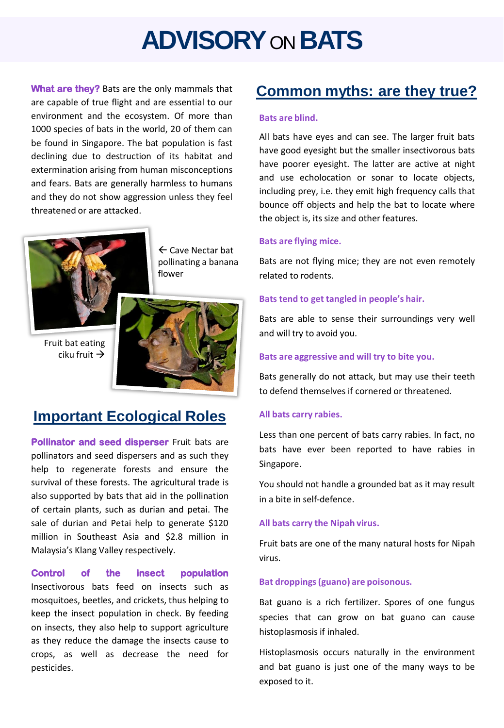# ADVISORY ON BATS

**What are they?** Bats are the only mammals that are capable of true flight and are essential to our environment and the ecosystem. Of more than 1000 species of bats in the world, 20 of them can be found in Singapore. The bat population is fast declining due to destruction of its habitat and extermination arising from human misconceptions and fears. Bats are generally harmless to humans and they do not show aggression unless they feel threatened or are attacked.

← Cave Nectar bat pollinating a banana flower

Fruit bat eating ciku fruit →

## Important Ecological Roles

**Pollinator and seed disperser** Fruit bats are pollinators and seed dispersers and as such they help to regenerate forests and ensure the survival of these forests. The agricultural trade is also supported by bats that aid in the pollination of certain plants, such as durian and petai. The sale of durian and Petai help to generate $120 million in Southeast Asia and $2.8 million in Malaysia's Klang Valley respectively.

**Control of the insect population** Insectivorous bats feed on insects such as mosquitoes, beetles, and crickets, thus helping to keep the insect population in check. By feeding on insects, they also help to support agriculture as they reduce the damage the insects cause to crops, as well as decrease the need for pesticides.

## Common myths: are they true?

**Bats are blind.**

All bats have eyes and can see. The larger fruit bats have good eyesight but the smaller insectivorous bats have poorer eyesight. The latter are active at night and use echolocation or sonar to locate objects, including prey, i.e. they emit high frequency calls that bounce off objects and help the bat to locate where the object is, its size and other features.

**Bats are flying mice.**

Bats are not flying mice; they are not even remotely related to rodents.

**Bats tend to get tangled in people's hair.**

Bats are able to sense their surroundings very well and will try to avoid you.

**Bats are aggressive and will try to bite you.**

Bats generally do not attack, but may use their teeth to defend themselves if cornered or threatened.

**All bats carry rabies.**

Less than one percent of bats carry rabies. In fact, no bats have ever been reported to have rabies in Singapore.

You should not handle a grounded bat as it may result in a bite in self-defence.

**All bats carry the Nipah virus.**

Fruit bats are one of the many natural hosts for Nipah virus.

**Bat droppings (guano) are poisonous.**

Bat guano is a rich fertilizer. Spores of one fungus species that can grow on bat guano can cause histoplasmosis if inhaled.

Histoplasmosis occurs naturally in the environment and bat guano is just one of the many ways to be exposed to it.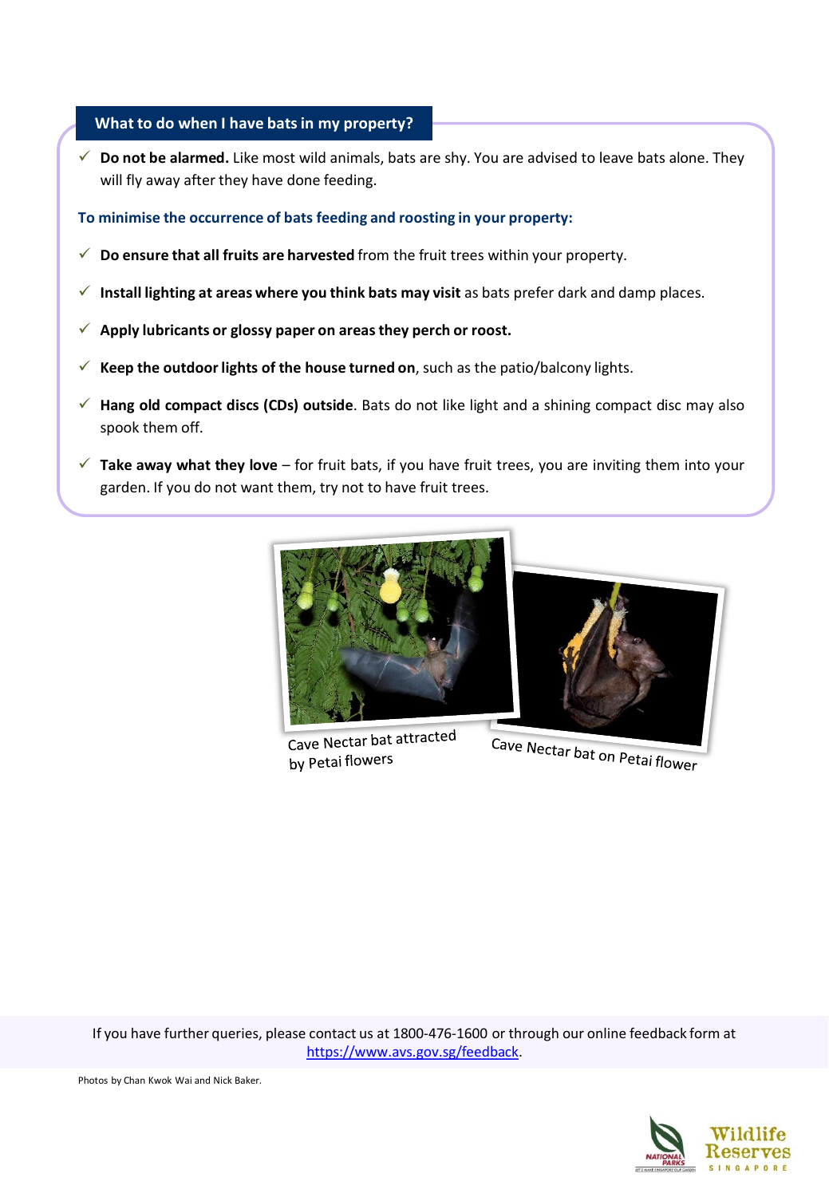## What to do when I have bats in my property?

- ✓ **Do not be alarmed.** Like most wild animals, bats are shy. You are advised to leave bats alone. They will fly away after they have done feeding.

**To minimise the occurrence of bats feeding and roosting in your property:**

- ✓ **Do ensure that all fruits are harvested** from the fruit trees within your property.
- ✓ **Install lighting at areas where you think bats may visit** as bats prefer dark and damp places.
- ✓ **Apply lubricants or glossy paper on areas they perch or roost.**
- ✓ **Keep the outdoor lights of the house turned on**, such as the patio/balcony lights.
- ✓ **Hang old compact discs (CDs) outside**. Bats do not like light and a shining compact disc may also spook them off.
- ✓ **Take away what they love** – for fruit bats, if you have fruit trees, you are inviting them into your garden. If you do not want them, try not to have fruit trees.

Cave Nectar bat attracted by Petai flowers

Cave Nectar bat on Petai flower

If you have further queries, please contact us at 1800-476-1600 or through our online feedback form at https://www.avs.gov.sg/feedback.

Photos by Chan Kwok Wai and Nick Baker.